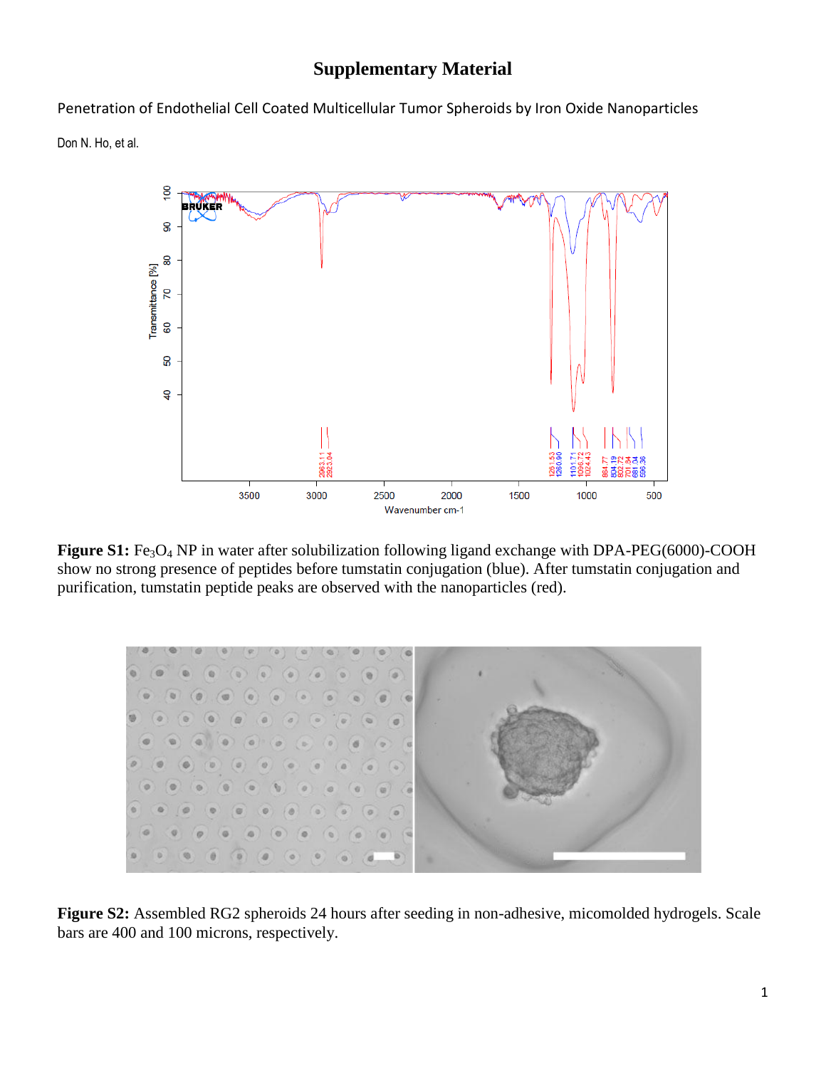# Supplementary Material

Penetration of Endothelial Cell Coated Multicellular Tumor Spheroids by Iron Oxide Nanoparticles

Don N. Ho, et al.

**Figure S1:** $Fe_3O_4$ NP in water after solubilization following ligand exchange with DPA-PEG(6000)-COOH show no strong presence of peptides before tumstatin conjugation (blue). After tumstatin conjugation and purification, tumstatin peptide peaks are observed with the nanoparticles (red).

**Figure S2:** Assembled RG2 spheroids 24 hours after seeding in non-adhesive, micomolded hydrogels. Scale bars are 400 and 100 microns, respectively.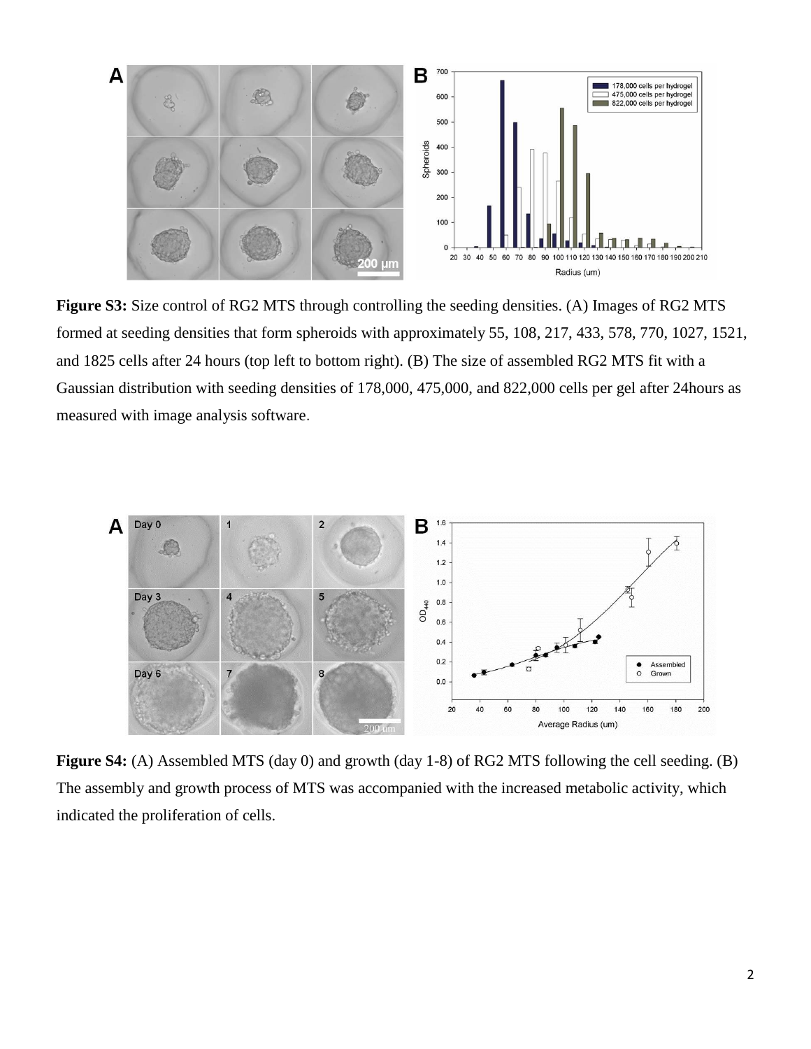**Figure S3:** Size control of RG2 MTS through controlling the seeding densities. (A) Images of RG2 MTS formed at seeding densities that form spheroids with approximately 55, 108, 217, 433, 578, 770, 1027, 1521, and 1825 cells after 24 hours (top left to bottom right). (B) The size of assembled RG2 MTS fit with a Gaussian distribution with seeding densities of 178,000, 475,000, and 822,000 cells per gel after 24hours as measured with image analysis software.

**Figure S4:** (A) Assembled MTS (day 0) and growth (day 1-8) of RG2 MTS following the cell seeding. (B) The assembly and growth process of MTS was accompanied with the increased metabolic activity, which indicated the proliferation of cells.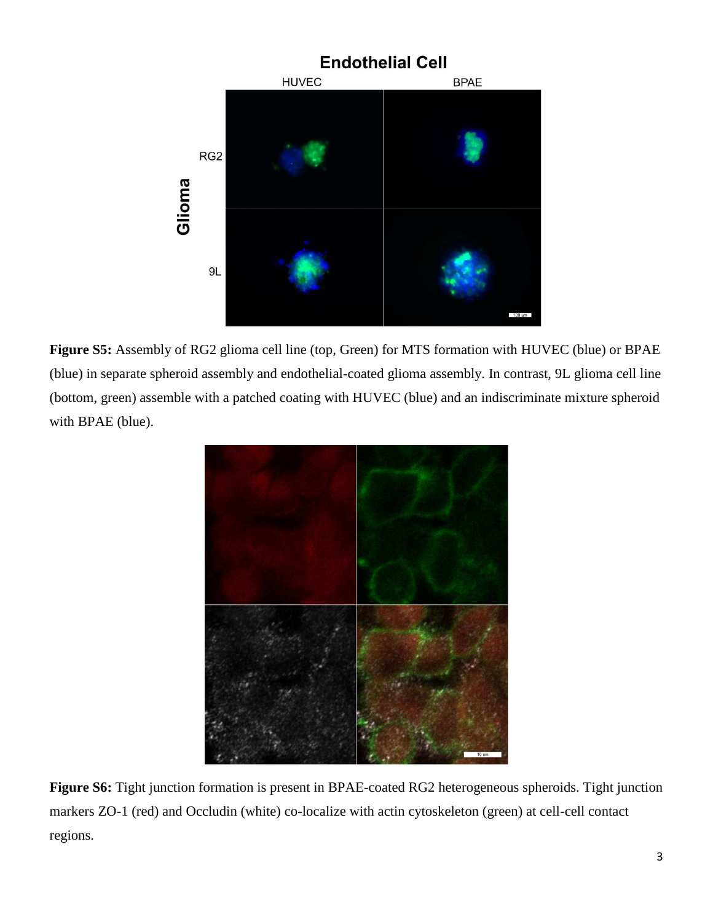Endothelial Cell

HUVEC

BPAE

Glioma

RG2

9L

100 um

**Figure S5:** Assembly of RG2 glioma cell line (top, Green) for MTS formation with HUVEC (blue) or BPAE (blue) in separate spheroid assembly and endothelial-coated glioma assembly. In contrast, 9L glioma cell line (bottom, green) assemble with a patched coating with HUVEC (blue) and an indiscriminate mixture spheroid with BPAE (blue).

10 um

**Figure S6:** Tight junction formation is present in BPAE-coated RG2 heterogeneous spheroids. Tight junction markers ZO-1 (red) and Occludin (white) co-localize with actin cytoskeleton (green) at cell-cell contact regions.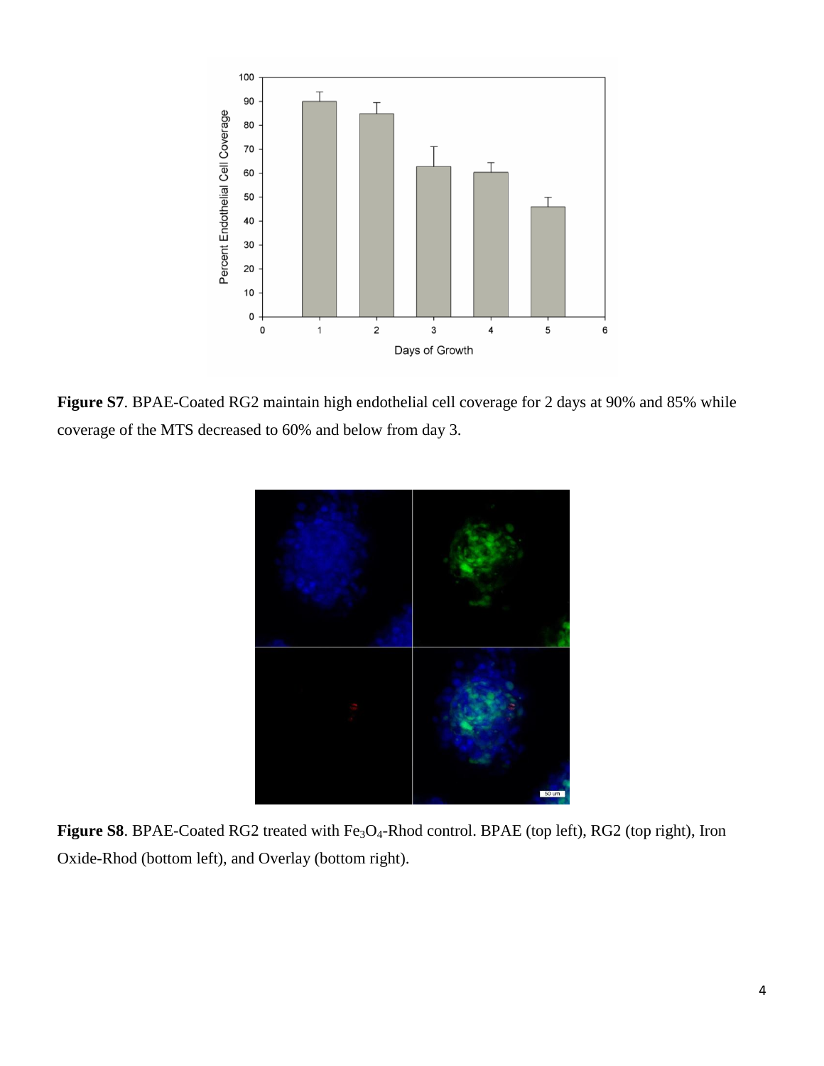Percent Endothelial Cell Coverage

100
90
80
70
60
50
40
30
20
10
0

0
1
2
3
4
5
6

Days of Growth

**Figure S7**. BPAE-Coated RG2 maintain high endothelial cell coverage for 2 days at 90% and 85% while coverage of the MTS decreased to 60% and below from day 3.

50 um

**Figure S8**. BPAE-Coated RG2 treated with $Fe_3O_4$-Rhod control. BPAE (top left), RG2 (top right), Iron Oxide-Rhod (bottom left), and Overlay (bottom right).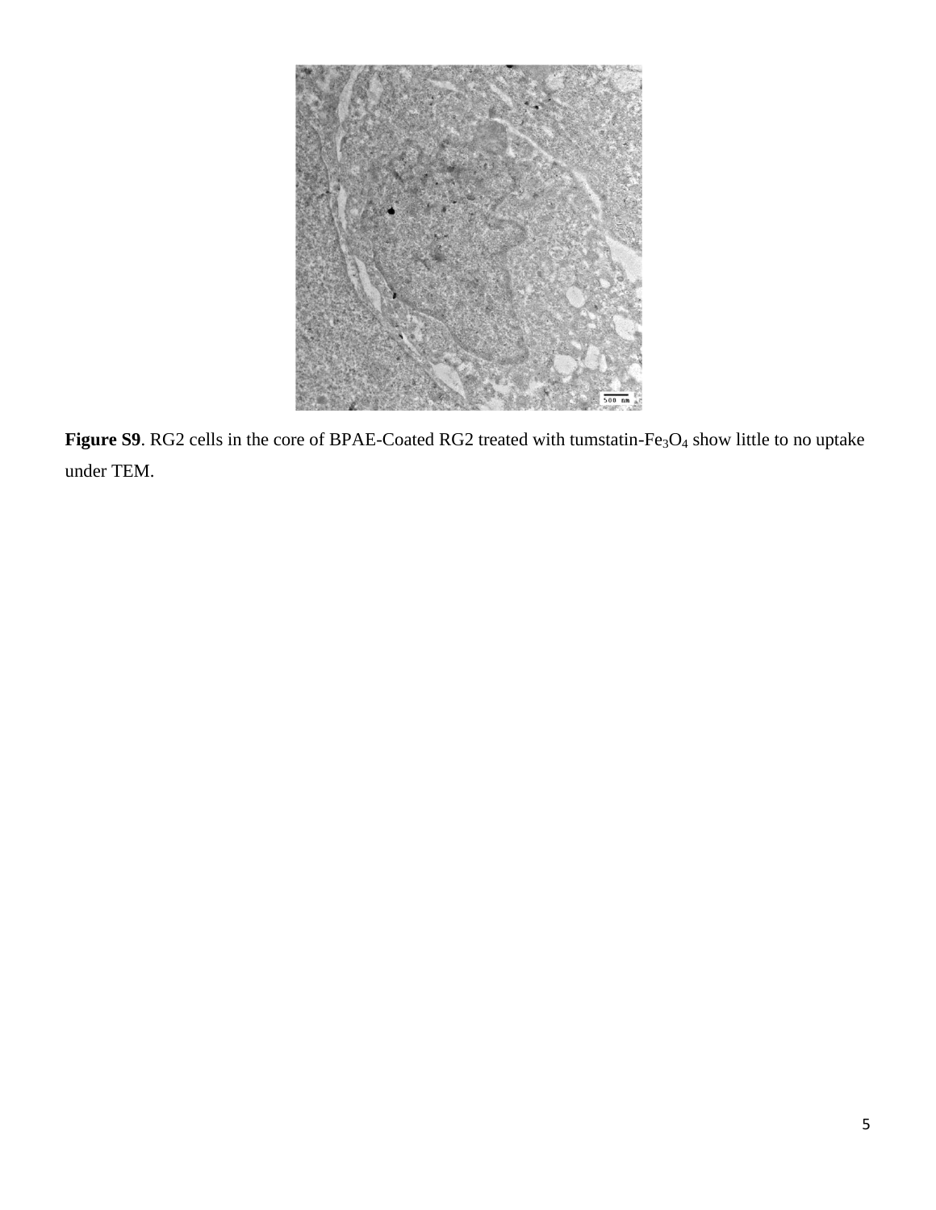**Figure S9**. RG2 cells in the core of BPAE-Coated RG2 treated with tumstatin-$Fe_3O_4$ show little to no uptake under TEM.